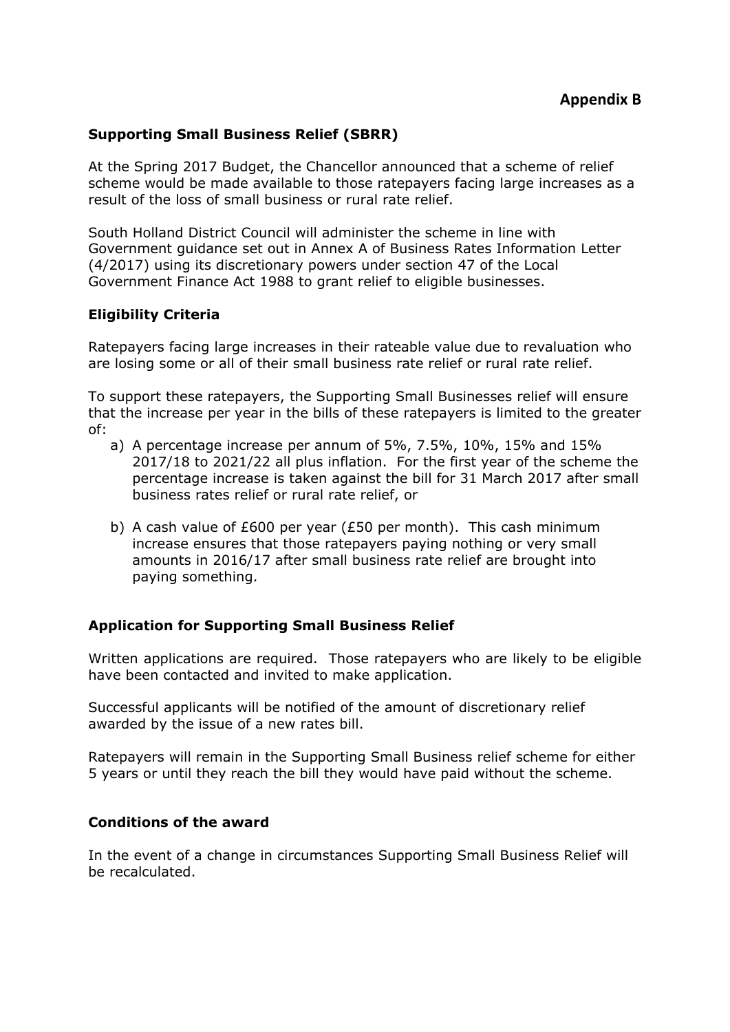**Appendix B**

## Supporting Small Business Relief (SBRR)

At the Spring 2017 Budget, the Chancellor announced that a scheme of relief scheme would be made available to those ratepayers facing large increases as a result of the loss of small business or rural rate relief.

South Holland District Council will administer the scheme in line with Government guidance set out in Annex A of Business Rates Information Letter (4/2017) using its discretionary powers under section 47 of the Local Government Finance Act 1988 to grant relief to eligible businesses.

## Eligibility Criteria

Ratepayers facing large increases in their rateable value due to revaluation who are losing some or all of their small business rate relief or rural rate relief.

To support these ratepayers, the Supporting Small Businesses relief will ensure that the increase per year in the bills of these ratepayers is limited to the greater of:

a) A percentage increase per annum of 5%, 7.5%, 10%, 15% and 15% 2017/18 to 2021/22 all plus inflation. For the first year of the scheme the percentage increase is taken against the bill for 31 March 2017 after small business rates relief or rural rate relief, or

b) A cash value of £600 per year (£50 per month). This cash minimum increase ensures that those ratepayers paying nothing or very small amounts in 2016/17 after small business rate relief are brought into paying something.

## Application for Supporting Small Business Relief

Written applications are required. Those ratepayers who are likely to be eligible have been contacted and invited to make application.

Successful applicants will be notified of the amount of discretionary relief awarded by the issue of a new rates bill.

Ratepayers will remain in the Supporting Small Business relief scheme for either 5 years or until they reach the bill they would have paid without the scheme.

## Conditions of the award

In the event of a change in circumstances Supporting Small Business Relief will be recalculated.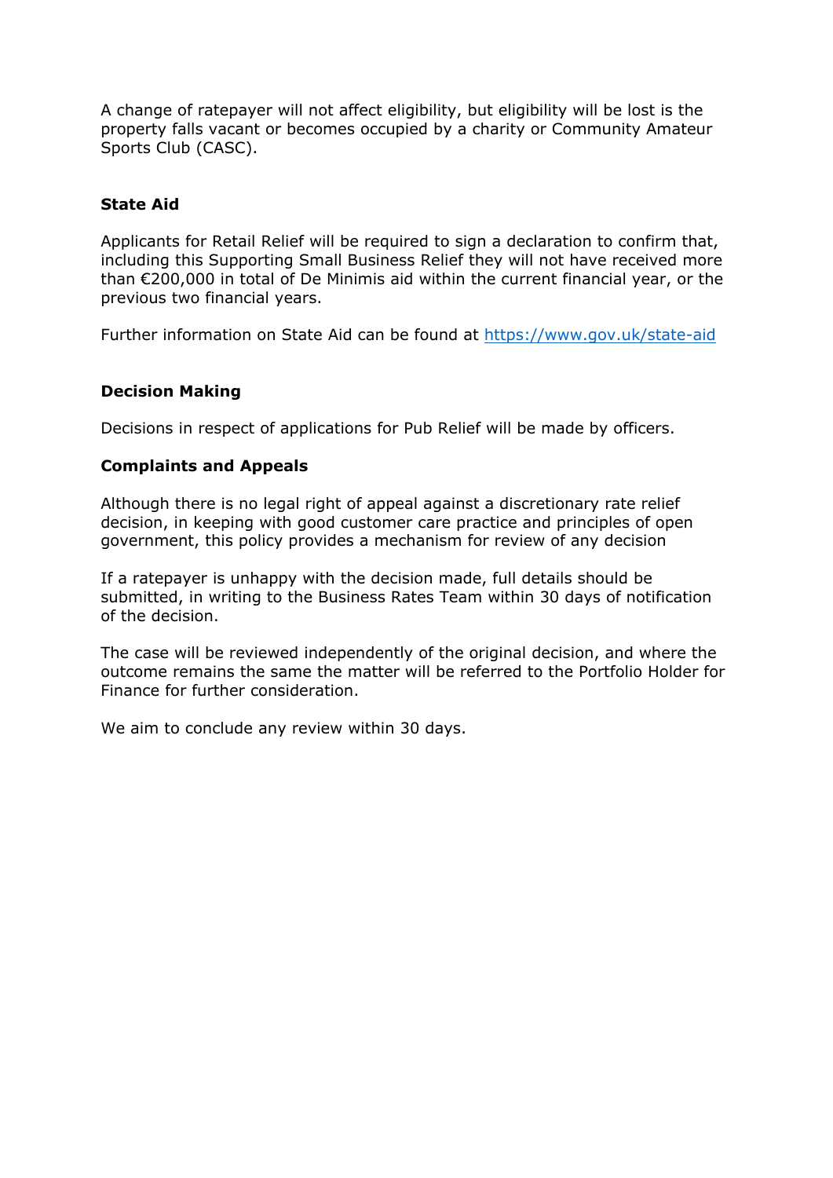A change of ratepayer will not affect eligibility, but eligibility will be lost is the property falls vacant or becomes occupied by a charity or Community Amateur Sports Club (CASC).

**State Aid**

Applicants for Retail Relief will be required to sign a declaration to confirm that, including this Supporting Small Business Relief they will not have received more than €200,000 in total of De Minimis aid within the current financial year, or the previous two financial years.

Further information on State Aid can be found at [https://www.gov.uk/state-aid](https://www.gov.uk/state-aid)

**Decision Making**

Decisions in respect of applications for Pub Relief will be made by officers.

**Complaints and Appeals**

Although there is no legal right of appeal against a discretionary rate relief decision, in keeping with good customer care practice and principles of open government, this policy provides a mechanism for review of any decision

If a ratepayer is unhappy with the decision made, full details should be submitted, in writing to the Business Rates Team within 30 days of notification of the decision.

The case will be reviewed independently of the original decision, and where the outcome remains the same the matter will be referred to the Portfolio Holder for Finance for further consideration.

We aim to conclude any review within 30 days.